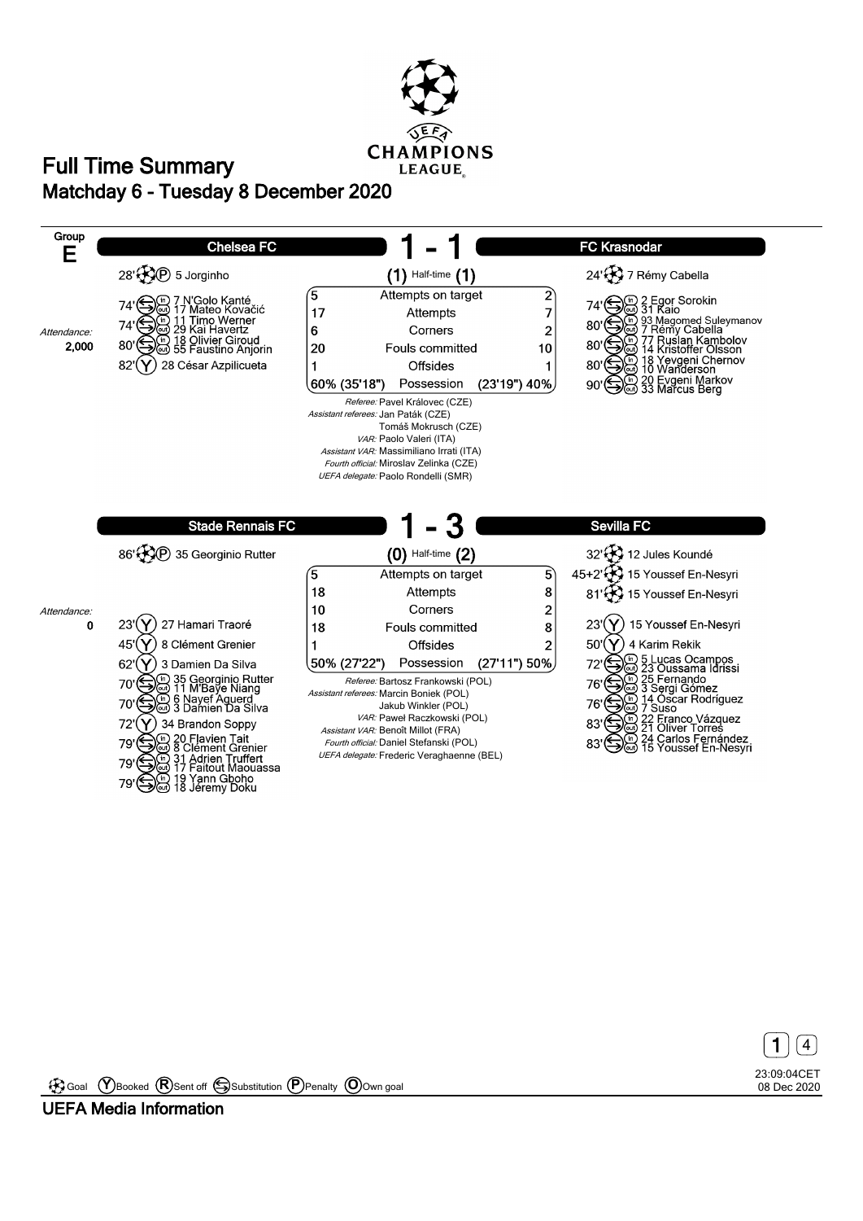# Full Time Summary

## Matchday 6 - Tuesday 8 December 2020

**Group E**

## Chelsea FC 1 - 1 FC Krasnodar

Attendance: **2,000**

**Chelsea FC**

- 28' Goal (Penalty) 5 Jorginho
- 74' Substitution: in 7 N'Golo Kanté, out 17 Mateo Kovačić
- 74' Substitution: in 11 Timo Werner, out 29 Kai Havertz
- 80' Substitution: in 18 Olivier Giroud, out 55 Faustino Anjorin
- 82' Booked 28 César Azpilicueta

**FC Krasnodar**

- 24' Goal 7 Rémy Cabella
- 74' Substitution: in 2 Egor Sorokin, out 31 Kaio
- 80' Substitution: in 93 Magomed Suleymanov, out 7 Rémy Cabella
- 80' Substitution: in 77 Ruslan Kambolov, out 14 Kristoffer Olsson
- 80' Substitution: in 18 Yevgeni Chernov, out 10 Wanderson
- 90' Substitution: in 20 Evgeni Markov, out 33 Marcus Berg

| Chelsea FC | | FC Krasnodar |
|---|---|---|
| (1) | Half-time | (1) |
| 5 | Attempts on target | 2 |
| 17 | Attempts | 7 |
| 6 | Corners | 2 |
| 20 | Fouls committed | 10 |
| 1 | Offsides | 1 |
| 60% (35'18") | Possession | (23'19") 40% |

*Referee:* Pavel Královec (CZE)
*Assistant referees:* Jan Paták (CZE), Tomáš Mokrusch (CZE)
*VAR:* Paolo Valeri (ITA)
*Assistant VAR:* Massimiliano Irrati (ITA)
*Fourth official:* Miroslav Zelinka (CZE)
*UEFA delegate:* Paolo Rondelli (SMR)

## Stade Rennais FC 1 - 3 Sevilla FC

Attendance: **0**

**Stade Rennais FC**

- 86' Goal (Penalty) 35 Georginio Rutter
- 23' Booked 27 Hamari Traoré
- 45' Booked 8 Clément Grenier
- 62' Booked 3 Damien Da Silva
- 70' Substitution: in 35 Georginio Rutter, out 11 M'Baye Niang
- 70' Substitution: in 6 Nayef Aguerd, out 3 Damien Da Silva
- 72' Booked 34 Brandon Soppy
- 79' Substitution: in 20 Flavien Tait, out 8 Clément Grenier
- 79' Substitution: in 31 Adrien Truffert, out 17 Faitout Maouassa
- 79' Substitution: in 19 Yann Gboho, out 18 Jeremy Doku

**Sevilla FC**

- 32' Goal 12 Jules Koundé
- 45+2' Goal 15 Youssef En-Nesyri
- 81' Goal 15 Youssef En-Nesyri
- 23' Booked 15 Youssef En-Nesyri
- 50' Booked 4 Karim Rekik
- 72' Substitution: in 5 Lucas Ocampos, out 23 Oussama Idrissi
- 76' Substitution: in 25 Fernando, out 3 Sergi Gómez
- 76' Substitution: in 14 Óscar Rodríguez, out 7 Suso
- 83' Substitution: in 22 Franco Vázquez, out 21 Oliver Torres
- 83' Substitution: in 24 Carlos Fernández, out 15 Youssef En-Nesyri

| Stade Rennais FC | | Sevilla FC |
|---|---|---|
| (0) | Half-time | (2) |
| 5 | Attempts on target | 5 |
| 18 | Attempts | 8 |
| 10 | Corners | 2 |
| 18 | Fouls committed | 8 |
| 1 | Offsides | 2 |
| 50% (27'22") | Possession | (27'11") 50% |

*Referee:* Bartosz Frankowski (POL)
*Assistant referees:* Marcin Boniek (POL), Jakub Winkler (POL)
*VAR:* Paweł Raczkowski (POL)
*Assistant VAR:* Benoît Millot (FRA)
*Fourth official:* Daniel Stefanski (POL)
*UEFA delegate:* Frederic Veraghaenne (BEL)

Goal · Booked · Sent off · Substitution · Penalty · Own goal

23:09:04CET 08 Dec 2020

UEFA Media Information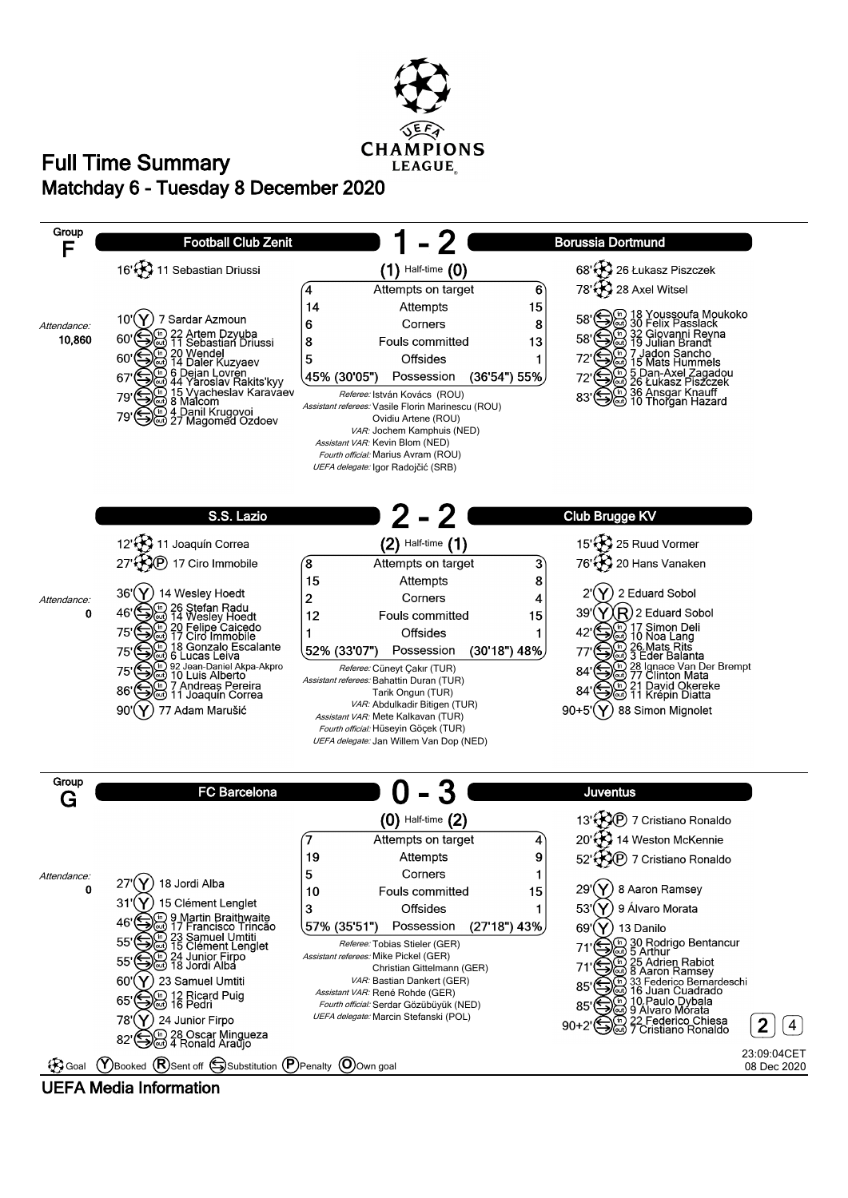# Full Time Summary

## Matchday 6 - Tuesday 8 December 2020

## Group F

### Football Club Zenit 1 - 2 Borussia Dortmund

(1) Half-time (0)

**Football Club Zenit**
- 16' Goal: 11 Sebastian Driussi
- 10' Booked: 7 Sardar Azmoun
- 60' Substitution: in 22 Artem Dzyuba, out 11 Sebastian Driussi
- 60' Substitution: in 20 Wendel, out 14 Daler Kuzyaev
- 67' Substitution: in 6 Dejan Lovren, out 44 Yaroslav Rakits'kyy
- 79' Substitution: in 15 Vyacheslav Karavaev, out 8 Malcom
- 79' Substitution: in 4 Danil Krugovoi, out 27 Magomed Ozdoev

Attendance: 10,860

**Borussia Dortmund**
- 68' Goal: 26 Łukasz Piszczek
- 78' Goal: 28 Axel Witsel
- 58' Substitution: in 18 Youssoufa Moukoko, out 30 Felix Passlack
- 58' Substitution: in 32 Giovanni Reyna, out 19 Julian Brandt
- 72' Substitution: in 7 Jadon Sancho, out 15 Mats Hummels
- 72' Substitution: in 5 Dan-Axel Zagadou, out 26 Łukasz Piszczek
- 83' Substitution: in 36 Ansgar Knauff, out 10 Thorgan Hazard

| Football Club Zenit | | Borussia Dortmund |
|---|---|---|
| 4 | Attempts on target | 6 |
| 14 | Attempts | 15 |
| 6 | Corners | 8 |
| 8 | Fouls committed | 13 |
| 5 | Offsides | 1 |
| 45% (30'05") | Possession | (36'54") 55% |

*Referee:* István Kovács (ROU)
*Assistant referees:* Vasile Florin Marinescu (ROU), Ovidiu Artene (ROU)
*VAR:* Jochem Kamphuis (NED)
*Assistant VAR:* Kevin Blom (NED)
*Fourth official:* Marius Avram (ROU)
*UEFA delegate:* Igor Radojčić (SRB)

### S.S. Lazio 2 - 2 Club Brugge KV

(2) Half-time (1)

**S.S. Lazio**
- 12' Goal: 11 Joaquín Correa
- 27' Goal (Penalty): 17 Ciro Immobile
- 36' Booked: 14 Wesley Hoedt
- 46' Substitution: in 26 Stefan Radu, out 14 Wesley Hoedt
- 75' Substitution: in 20 Felipe Caicedo, out 17 Ciro Immobile
- 75' Substitution: in 18 Gonzalo Escalante, out 6 Lucas Leiva
- 75' Substitution: in 92 Jean-Daniel Akpa-Akpro, out 10 Luis Alberto
- 86' Substitution: in 7 Andreas Pereira, out 11 Joaquín Correa
- 90' Booked: 77 Adam Marušić

Attendance: 0

**Club Brugge KV**
- 15' Goal: 25 Ruud Vormer
- 76' Goal: 20 Hans Vanaken
- 2' Booked: 2 Eduard Sobol
- 39' Booked, Sent off: 2 Eduard Sobol
- 42' Substitution: in 17 Simon Deli, out 10 Noa Lang
- 77' Substitution: in 26 Mats Rits, out 3 Eder Balanta
- 84' Substitution: in 28 Ignace Van Der Brempt, out 77 Clinton Mata
- 84' Substitution: in 21 David Okereke, out 11 Krépin Diatta
- 90+5' Booked: 88 Simon Mignolet

| S.S. Lazio | | Club Brugge KV |
|---|---|---|
| 8 | Attempts on target | 3 |
| 15 | Attempts | 8 |
| 2 | Corners | 4 |
| 12 | Fouls committed | 15 |
| 1 | Offsides | 1 |
| 52% (33'07") | Possession | (30'18") 48% |

*Referee:* Cüneyt Çakır (TUR)
*Assistant referees:* Bahattin Duran (TUR), Tarik Ongun (TUR)
*VAR:* Abdulkadir Bitigen (TUR)
*Assistant VAR:* Mete Kalkavan (TUR)
*Fourth official:* Hüseyin Göçek (TUR)
*UEFA delegate:* Jan Willem Van Dop (NED)

## Group G

### FC Barcelona 0 - 3 Juventus

(0) Half-time (2)

**FC Barcelona**
- 27' Booked: 18 Jordi Alba
- 31' Booked: 15 Clément Lenglet
- 46' Substitution: in 9 Martin Braithwaite, out 17 Francisco Trincão
- 55' Substitution: in 23 Samuel Umtiti, out 15 Clément Lenglet
- 55' Substitution: in 24 Junior Firpo, out 18 Jordi Alba
- 60' Booked: 23 Samuel Umtiti
- 65' Substitution: in 12 Ricard Puig, out 16 Pedri
- 78' Booked: 24 Junior Firpo
- 82' Substitution: in 28 Oscar Mingueza, out 4 Ronald Araújo

Attendance: 0

**Juventus**
- 13' Goal (Penalty): 7 Cristiano Ronaldo
- 20' Goal: 14 Weston McKennie
- 52' Goal (Penalty): 7 Cristiano Ronaldo
- 29' Booked: 8 Aaron Ramsey
- 53' Booked: 9 Álvaro Morata
- 69' Booked: 13 Danilo
- 71' Substitution: in 30 Rodrigo Bentancur, out 5 Arthur
- 71' Substitution: in 25 Adrien Rabiot, out 8 Aaron Ramsey
- 85' Substitution: in 33 Federico Bernardeschi, out 16 Juan Cuadrado
- 85' Substitution: in 10 Paulo Dybala, out 9 Álvaro Morata
- 90+2' Substitution: in 22 Federico Chiesa, out 7 Cristiano Ronaldo

| FC Barcelona | | Juventus |
|---|---|---|
| 7 | Attempts on target | 4 |
| 19 | Attempts | 9 |
| 5 | Corners | 1 |
| 10 | Fouls committed | 15 |
| 3 | Offsides | 1 |
| 57% (35'51") | Possession | (27'18") 43% |

*Referee:* Tobias Stieler (GER)
*Assistant referees:* Mike Pickel (GER), Christian Gittelmann (GER)
*VAR:* Bastian Dankert (GER)
*Assistant VAR:* René Rohde (GER)
*Fourth official:* Serdar Gözübüyük (NED)
*UEFA delegate:* Marcin Stefanski (POL)

Legend: Goal, (Y) Booked, (R) Sent off, Substitution, (P) Penalty, (O) Own goal

23:09:04CET
08 Dec 2020

UEFA Media Information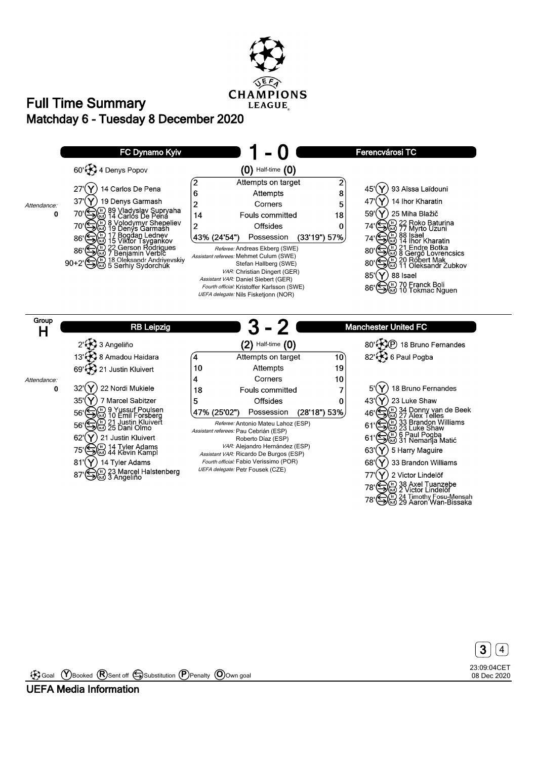# Full Time Summary

## Matchday 6 - Tuesday 8 December 2020

UEFA CHAMPIONS LEAGUE

### FC Dynamo Kyiv 1 - 0 Ferencvárosi TC

(0) Half-time (0)

Attendance: 0

**FC Dynamo Kyiv**

- 60' Goal: 4 Denys Popov
- 27' Booked: 14 Carlos De Pena
- 37' Booked: 19 Denys Garmash
- 70' Substitution: (in) 89 Vladyslav Supryaha, (out) 14 Carlos De Pena
- 70' Substitution: (in) 8 Volodymyr Shepeliev, (out) 19 Denys Garmash
- 86' Substitution: (in) 17 Bogdan Lednev, (out) 15 Viktor Tsygankov
- 86' Substitution: (in) 22 Gerson Rodrigues, (out) 7 Benjamin Verbič
- 90+2' Substitution: (in) 18 Oleksandr Andriyevskiy, (out) 5 Serhiy Sydorchuk

**Ferencvárosi TC**

- 45' Booked: 93 Aïssa Laïdouni
- 47' Booked: 14 Ihor Kharatin
- 59' Booked: 25 Miha Blažič
- 74' Substitution: (in) 22 Roko Baturina, (out) 77 Myrto Uzuni
- 74' Substitution: (in) 88 Isael, (out) 14 Ihor Kharatin
- 80' Substitution: (in) 21 Endre Botka, (out) 8 Gergő Lovrencsics
- 80' Substitution: (in) 20 Róbert Mak, (out) 11 Oleksandr Zubkov
- 85' Booked: 88 Isael
- 86' Substitution: (in) 70 Franck Boli, (out) 10 Tokmac Nguen

| FC Dynamo Kyiv | | Ferencvárosi TC |
|---|---|---|
| 2 | Attempts on target | 2 |
| 6 | Attempts | 8 |
| 2 | Corners | 5 |
| 14 | Fouls committed | 18 |
| 2 | Offsides | 0 |
| 43% (24'54") | Possession | (33'19") 57% |

*Referee:* Andreas Ekberg (SWE)
*Assistant referees:* Mehmet Culum (SWE), Stefan Hallberg (SWE)
*VAR:* Christian Dingert (GER)
*Assistant VAR:* Daniel Siebert (GER)
*Fourth official:* Kristoffer Karlsson (SWE)
*UEFA delegate:* Nils Fisketjonn (NOR)

---

### Group H

### RB Leipzig 3 - 2 Manchester United FC

(2) Half-time (0)

Attendance: 0

**RB Leipzig**

- 2' Goal: 3 Angeliño
- 13' Goal: 8 Amadou Haidara
- 69' Goal: 21 Justin Kluivert
- 32' Booked: 22 Nordi Mukiele
- 35' Booked: 7 Marcel Sabitzer
- 56' Substitution: (in) 9 Yussuf Poulsen, (out) 10 Emil Forsberg
- 56' Substitution: (in) 21 Justin Kluivert, (out) 25 Dani Olmo
- 62' Booked: 21 Justin Kluivert
- 75' Substitution: (in) 14 Tyler Adams, (out) 44 Kevin Kampl
- 81' Booked: 14 Tyler Adams
- 87' Substitution: (in) 23 Marcel Halstenberg, (out) 3 Angeliño

**Manchester United FC**

- 80' Goal (Penalty): 18 Bruno Fernandes
- 82' Goal: 6 Paul Pogba
- 5' Booked: 18 Bruno Fernandes
- 43' Booked: 23 Luke Shaw
- 46' Substitution: (in) 34 Donny van de Beek, (out) 27 Alex Telles
- 61' Substitution: (in) 33 Brandon Williams, (out) 23 Luke Shaw
- 61' Substitution: (in) 6 Paul Pogba, (out) 31 Nemanja Matić
- 63' Booked: 5 Harry Maguire
- 68' Booked: 33 Brandon Williams
- 77' Booked: 2 Victor Lindelöf
- 78' Substitution: (in) 38 Axel Tuanzebe, (out) 2 Victor Lindelöf
- 78' Substitution: (in) 24 Timothy Fosu-Mensah, (out) 29 Aaron Wan-Bissaka

| RB Leipzig | | Manchester United FC |
|---|---|---|
| 4 | Attempts on target | 10 |
| 10 | Attempts | 19 |
| 4 | Corners | 10 |
| 18 | Fouls committed | 7 |
| 5 | Offsides | 0 |
| 47% (25'02") | Possession | (28'18") 53% |

*Referee:* Antonio Mateu Lahoz (ESP)
*Assistant referees:* Pau Cebrián (ESP), Roberto Díaz (ESP)
*VAR:* Alejandro Hernández (ESP)
*Assistant VAR:* Ricardo De Burgos (ESP)
*Fourth official:* Fabio Verissimo (POR)
*UEFA delegate:* Petr Fousek (CZE)

---

Goal | (Y) Booked | (R) Sent off | Substitution | (P) Penalty | (O) Own goal

23:09:04CET 08 Dec 2020

UEFA Media Information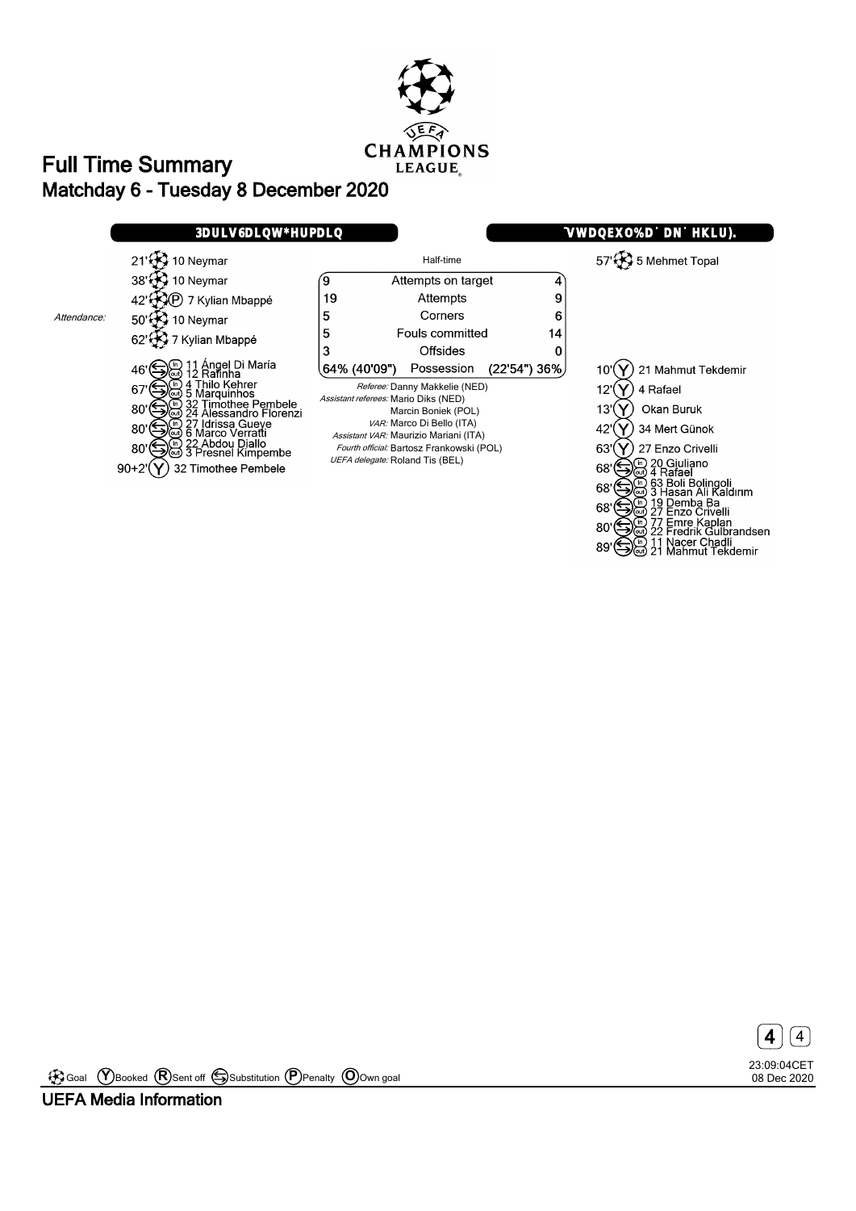# Full Time Summary

## Matchday 6 - Tuesday 8 December 2020

**3DULV6DLQW*HUPDLQ** — **'VWDQEXO%D'DN'HKLU).**

Attendance:

### 3DULV6DLQW*HUPDLQ

**Goals**

- 21' Goal 10 Neymar
- 38' Goal 10 Neymar
- 42' Goal (P) 7 Kylian Mbappé
- 50' Goal 10 Neymar
- 62' Goal 7 Kylian Mbappé

**Substitutions and bookings**

- 46' Substitution (in) 11 Ángel Di María (out) 12 Rafinha
- 67' Substitution (in) 4 Thilo Kehrer (out) 5 Marquinhos
- 80' Substitution (in) 32 Timothee Pembele (out) 24 Alessandro Florenzi
- 80' Substitution (in) 27 Idrissa Gueye (out) 6 Marco Verratti
- 80' Substitution (in) 22 Abdou Diallo (out) 3 Presnel Kimpembe
- 90+2' (Y) 32 Timothee Pembele

### 'VWDQEXO%D'DN'HKLU).

**Goals**

- 57' Goal 5 Mehmet Topal

**Substitutions and bookings**

- 10' (Y) 21 Mahmut Tekdemir
- 12' (Y) 4 Rafael
- 13' (Y) Okan Buruk
- 42' (Y) 34 Mert Günok
- 63' (Y) 27 Enzo Crivelli
- 68' Substitution (in) 20 Giuliano (out) 4 Rafael
- 68' Substitution (in) 63 Boli Bolingoli (out) 3 Hasan Ali Kaldırım
- 68' Substitution (in) 19 Demba Ba (out) 27 Enzo Crivelli
- 80' Substitution (in) 77 Emre Kaplan (out) 22 Fredrik Gulbrandsen
- 89' Substitution (in) 11 Nacer Chadli (out) 21 Mahmut Tekdemir

### Half-time

| | | |
|---|---|---|
| 9 | Attempts on target | 4 |
| 19 | Attempts | 9 |
| 5 | Corners | 6 |
| 5 | Fouls committed | 14 |
| 3 | Offsides | 0 |
| 64% (40'09") | Possession | (22'54") 36% |

*Referee:* Danny Makkelie (NED)
*Assistant referees:* Mario Diks (NED)
Marcin Boniek (POL)
*VAR:* Marco Di Bello (ITA)
*Assistant VAR:* Maurizio Mariani (ITA)
*Fourth official:* Bartosz Frankowski (POL)
*UEFA delegate:* Roland Tis (BEL)

Goal (Y) Booked (R) Sent off Substitution (P) Penalty (O) Own goal

23:09:04CET
08 Dec 2020

UEFA Media Information